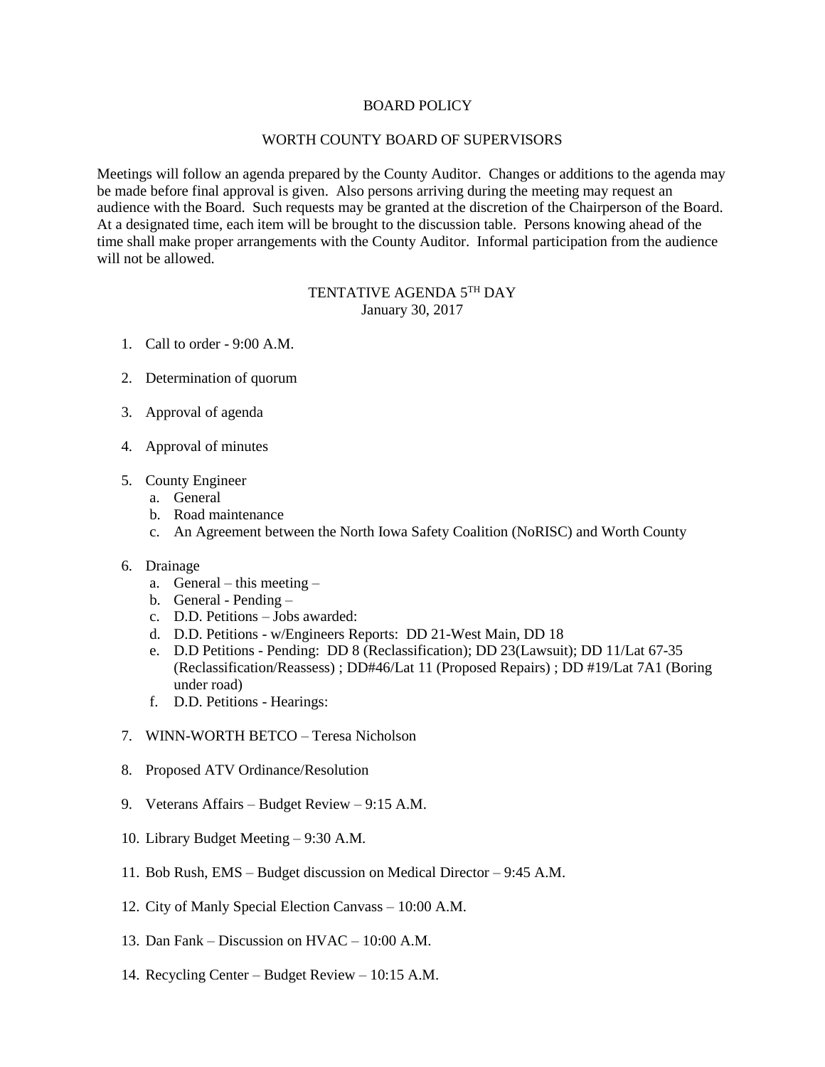# BOARD POLICY

## WORTH COUNTY BOARD OF SUPERVISORS

Meetings will follow an agenda prepared by the County Auditor. Changes or additions to the agenda may be made before final approval is given. Also persons arriving during the meeting may request an audience with the Board. Such requests may be granted at the discretion of the Chairperson of the Board. At a designated time, each item will be brought to the discussion table. Persons knowing ahead of the time shall make proper arrangements with the County Auditor. Informal participation from the audience will not be allowed.

## TENTATIVE AGENDA 5TH DAY
January 30, 2017

1. Call to order - 9:00 A.M.

2. Determination of quorum

3. Approval of agenda

4. Approval of minutes

5. County Engineer
   a. General
   b. Road maintenance
   c. An Agreement between the North Iowa Safety Coalition (NoRISC) and Worth County

6. Drainage
   a. General – this meeting –
   b. General - Pending –
   c. D.D. Petitions – Jobs awarded:
   d. D.D. Petitions - w/Engineers Reports: DD 21-West Main, DD 18
   e. D.D Petitions - Pending: DD 8 (Reclassification); DD 23(Lawsuit); DD 11/Lat 67-35 (Reclassification/Reassess) ; DD#46/Lat 11 (Proposed Repairs) ; DD #19/Lat 7A1 (Boring under road)
   f. D.D. Petitions - Hearings:

7. WINN-WORTH BETCO – Teresa Nicholson

8. Proposed ATV Ordinance/Resolution

9. Veterans Affairs – Budget Review – 9:15 A.M.

10. Library Budget Meeting – 9:30 A.M.

11. Bob Rush, EMS – Budget discussion on Medical Director – 9:45 A.M.

12. City of Manly Special Election Canvass – 10:00 A.M.

13. Dan Fank – Discussion on HVAC – 10:00 A.M.

14. Recycling Center – Budget Review – 10:15 A.M.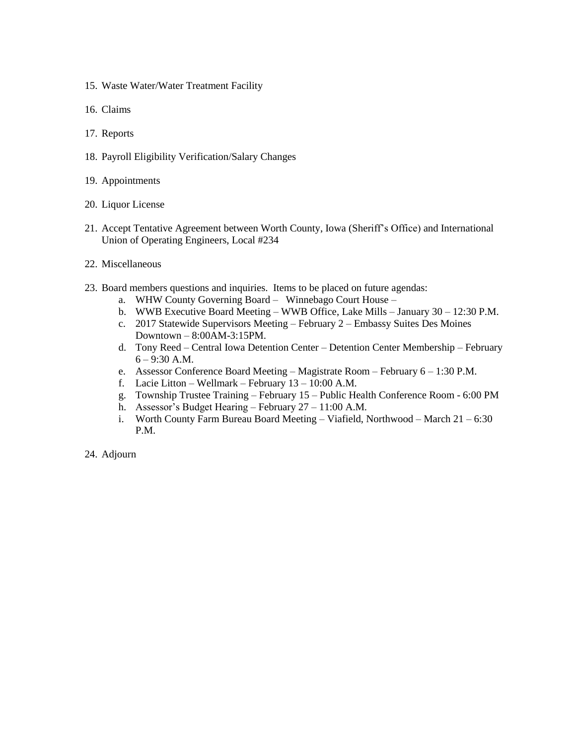15. Waste Water/Water Treatment Facility

16. Claims

17. Reports

18. Payroll Eligibility Verification/Salary Changes

19. Appointments

20. Liquor License

21. Accept Tentative Agreement between Worth County, Iowa (Sheriff's Office) and International Union of Operating Engineers, Local #234

22. Miscellaneous

23. Board members questions and inquiries. Items to be placed on future agendas:
    a. WHW County Governing Board – Winnebago Court House –
    b. WWB Executive Board Meeting – WWB Office, Lake Mills – January 30 – 12:30 P.M.
    c. 2017 Statewide Supervisors Meeting – February 2 – Embassy Suites Des Moines Downtown – 8:00AM-3:15PM.
    d. Tony Reed – Central Iowa Detention Center – Detention Center Membership – February 6 – 9:30 A.M.
    e. Assessor Conference Board Meeting – Magistrate Room – February 6 – 1:30 P.M.
    f. Lacie Litton – Wellmark – February 13 – 10:00 A.M.
    g. Township Trustee Training – February 15 – Public Health Conference Room - 6:00 PM
    h. Assessor's Budget Hearing – February 27 – 11:00 A.M.
    i. Worth County Farm Bureau Board Meeting – Viafield, Northwood – March 21 – 6:30 P.M.

24. Adjourn